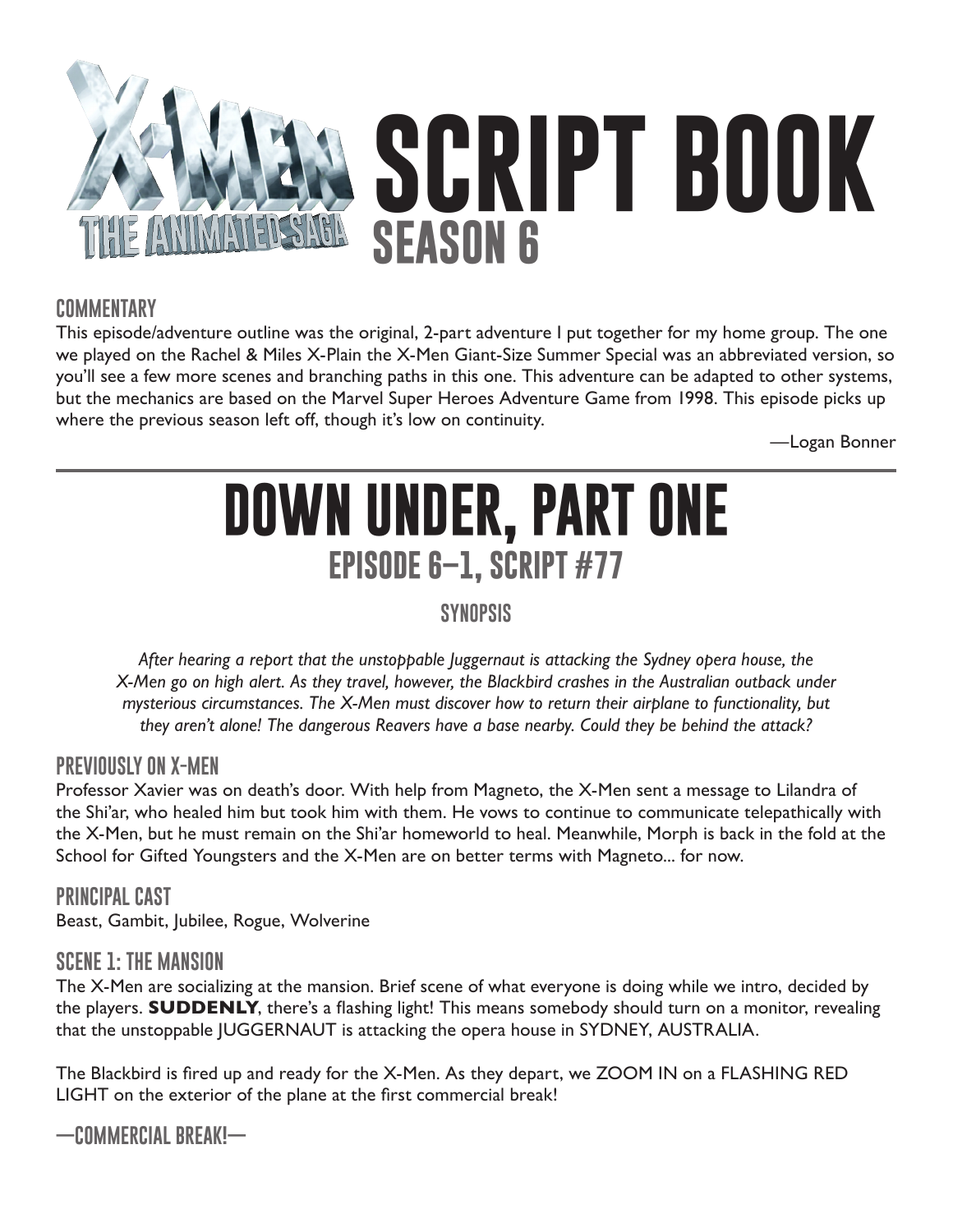# SCRIPT BOOK
## SEASON 6

X-MEN THE ANIMATED SAGA

### COMMENTARY

This episode/adventure outline was the original, 2-part adventure I put together for my home group. The one we played on the Rachel & Miles X-Plain the X-Men Giant-Size Summer Special was an abbreviated version, so you'll see a few more scenes and branching paths in this one. This adventure can be adapted to other systems, but the mechanics are based on the Marvel Super Heroes Adventure Game from 1998. This episode picks up where the previous season left off, though it's low on continuity.

—Logan Bonner

# DOWN UNDER, PART ONE
## EPISODE 6–1, SCRIPT #77

### SYNOPSIS

*After hearing a report that the unstoppable Juggernaut is attacking the Sydney opera house, the X-Men go on high alert. As they travel, however, the Blackbird crashes in the Australian outback under mysterious circumstances. The X-Men must discover how to return their airplane to functionality, but they aren't alone! The dangerous Reavers have a base nearby. Could they be behind the attack?*

### PREVIOUSLY ON X-MEN

Professor Xavier was on death's door. With help from Magneto, the X-Men sent a message to Lilandra of the Shi'ar, who healed him but took him with them. He vows to continue to communicate telepathically with the X-Men, but he must remain on the Shi'ar homeworld to heal. Meanwhile, Morph is back in the fold at the School for Gifted Youngsters and the X-Men are on better terms with Magneto... for now.

### PRINCIPAL CAST

Beast, Gambit, Jubilee, Rogue, Wolverine

### SCENE 1: THE MANSION

The X-Men are socializing at the mansion. Brief scene of what everyone is doing while we intro, decided by the players. **SUDDENLY**, there's a flashing light! This means somebody should turn on a monitor, revealing that the unstoppable JUGGERNAUT is attacking the opera house in SYDNEY, AUSTRALIA.

The Blackbird is fired up and ready for the X-Men. As they depart, we ZOOM IN on a FLASHING RED LIGHT on the exterior of the plane at the first commercial break!

### —COMMERCIAL BREAK!—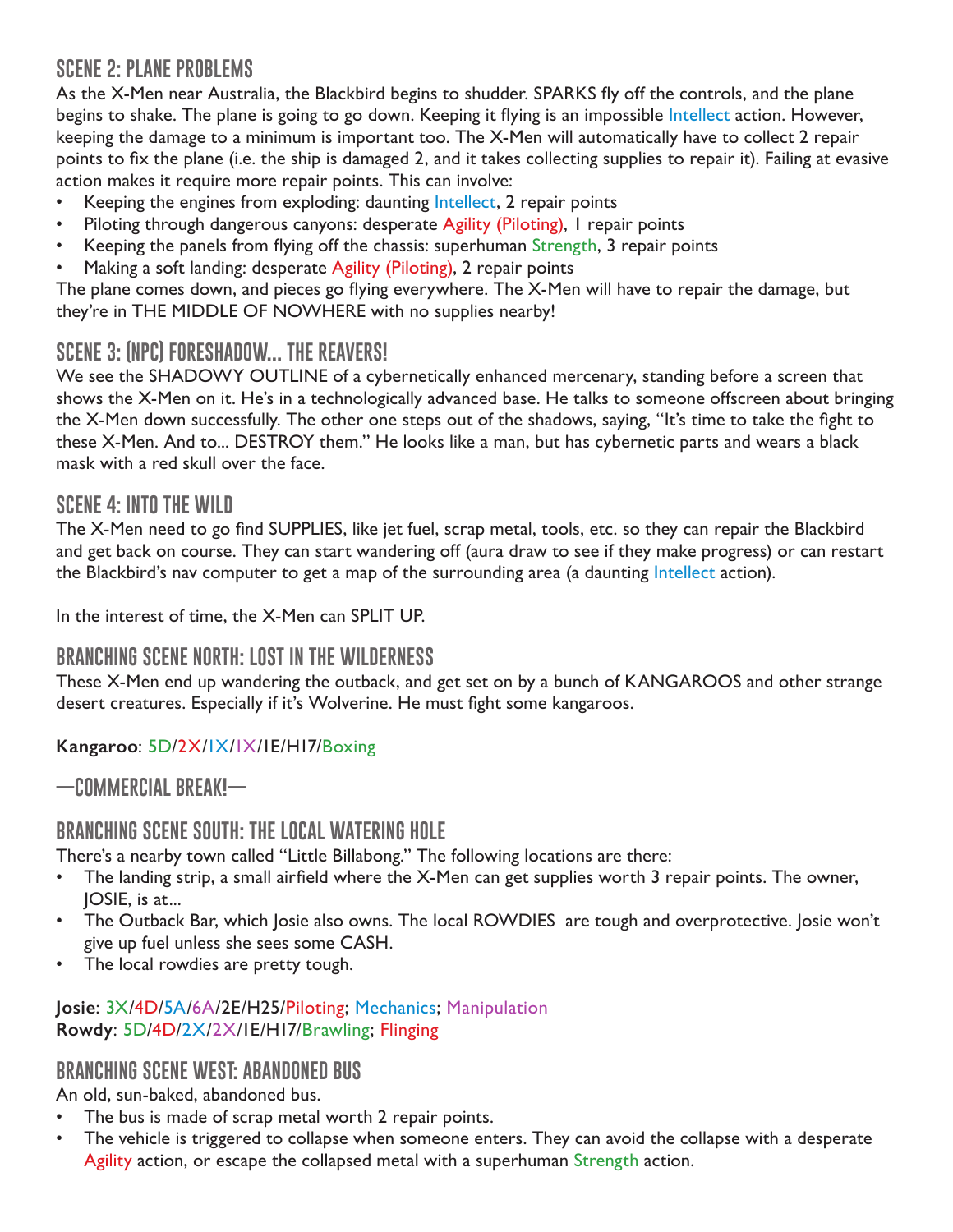## SCENE 2: PLANE PROBLEMS

As the X-Men near Australia, the Blackbird begins to shudder. SPARKS fly off the controls, and the plane begins to shake. The plane is going to go down. Keeping it flying is an impossible Intellect action. However, keeping the damage to a minimum is important too. The X-Men will automatically have to collect 2 repair points to fix the plane (i.e. the ship is damaged 2, and it takes collecting supplies to repair it). Failing at evasive action makes it require more repair points. This can involve:

- Keeping the engines from exploding: daunting Intellect, 2 repair points
- Piloting through dangerous canyons: desperate Agility (Piloting), 1 repair points
- Keeping the panels from flying off the chassis: superhuman Strength, 3 repair points
- Making a soft landing: desperate Agility (Piloting), 2 repair points

The plane comes down, and pieces go flying everywhere. The X-Men will have to repair the damage, but they're in THE MIDDLE OF NOWHERE with no supplies nearby!

## SCENE 3: (NPC) FORESHADOW... THE REAVERS!

We see the SHADOWY OUTLINE of a cybernetically enhanced mercenary, standing before a screen that shows the X-Men on it. He's in a technologically advanced base. He talks to someone offscreen about bringing the X-Men down successfully. The other one steps out of the shadows, saying, "It's time to take the fight to these X-Men. And to... DESTROY them." He looks like a man, but has cybernetic parts and wears a black mask with a red skull over the face.

## SCENE 4: INTO THE WILD

The X-Men need to go find SUPPLIES, like jet fuel, scrap metal, tools, etc. so they can repair the Blackbird and get back on course. They can start wandering off (aura draw to see if they make progress) or can restart the Blackbird's nav computer to get a map of the surrounding area (a daunting Intellect action).

In the interest of time, the X-Men can SPLIT UP.

## BRANCHING SCENE NORTH: LOST IN THE WILDERNESS

These X-Men end up wandering the outback, and get set on by a bunch of KANGAROOS and other strange desert creatures. Especially if it's Wolverine. He must fight some kangaroos.

**Kangaroo**: 5D/2X/1X/1X/1E/H17/Boxing

## —COMMERCIAL BREAK!—

## BRANCHING SCENE SOUTH: THE LOCAL WATERING HOLE

There's a nearby town called "Little Billabong." The following locations are there:

- The landing strip, a small airfield where the X-Men can get supplies worth 3 repair points. The owner, JOSIE, is at...
- The Outback Bar, which Josie also owns. The local ROWDIES are tough and overprotective. Josie won't give up fuel unless she sees some CASH.
- The local rowdies are pretty tough.

**Josie**: 3X/4D/5A/6A/2E/H25/Piloting; Mechanics; Manipulation
**Rowdy**: 5D/4D/2X/2X/1E/H17/Brawling; Flinging

## BRANCHING SCENE WEST: ABANDONED BUS

An old, sun-baked, abandoned bus.

- The bus is made of scrap metal worth 2 repair points.
- The vehicle is triggered to collapse when someone enters. They can avoid the collapse with a desperate Agility action, or escape the collapsed metal with a superhuman Strength action.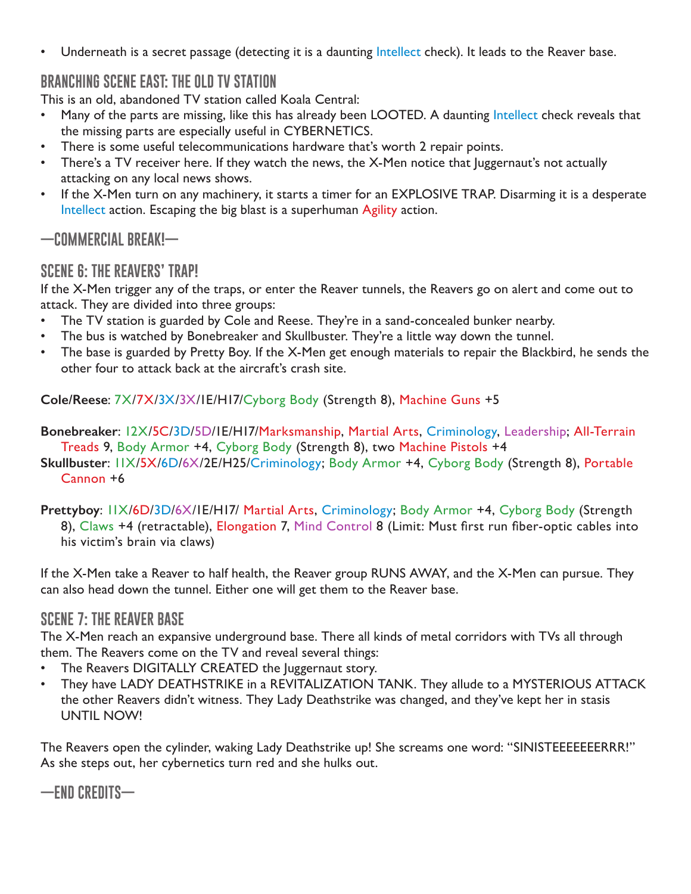- Underneath is a secret passage (detecting it is a daunting Intellect check). It leads to the Reaver base.

## BRANCHING SCENE EAST: THE OLD TV STATION

This is an old, abandoned TV station called Koala Central:

- Many of the parts are missing, like this has already been LOOTED. A daunting Intellect check reveals that the missing parts are especially useful in CYBERNETICS.
- There is some useful telecommunications hardware that's worth 2 repair points.
- There's a TV receiver here. If they watch the news, the X-Men notice that Juggernaut's not actually attacking on any local news shows.
- If the X-Men turn on any machinery, it starts a timer for an EXPLOSIVE TRAP. Disarming it is a desperate Intellect action. Escaping the big blast is a superhuman Agility action.

## —COMMERCIAL BREAK!—

## SCENE 6: THE REAVERS' TRAP!

If the X-Men trigger any of the traps, or enter the Reaver tunnels, the Reavers go on alert and come out to attack. They are divided into three groups:

- The TV station is guarded by Cole and Reese. They're in a sand-concealed bunker nearby.
- The bus is watched by Bonebreaker and Skullbuster. They're a little way down the tunnel.
- The base is guarded by Pretty Boy. If the X-Men get enough materials to repair the Blackbird, he sends the other four to attack back at the aircraft's crash site.

**Cole/Reese**: 7X/7X/3X/3X/1E/H17/Cyborg Body (Strength 8), Machine Guns +5

**Bonebreaker**: 12X/5C/3D/5D/1E/H17/Marksmanship, Martial Arts, Criminology, Leadership; All-Terrain Treads 9, Body Armor +4, Cyborg Body (Strength 8), two Machine Pistols +4

**Skullbuster**: 11X/5X/6D/6X/2E/H25/Criminology; Body Armor +4, Cyborg Body (Strength 8), Portable Cannon +6

**Prettyboy**: 11X/6D/3D/6X/1E/H17/ Martial Arts, Criminology; Body Armor +4, Cyborg Body (Strength 8), Claws +4 (retractable), Elongation 7, Mind Control 8 (Limit: Must first run fiber-optic cables into his victim's brain via claws)

If the X-Men take a Reaver to half health, the Reaver group RUNS AWAY, and the X-Men can pursue. They can also head down the tunnel. Either one will get them to the Reaver base.

## SCENE 7: THE REAVER BASE

The X-Men reach an expansive underground base. There all kinds of metal corridors with TVs all through them. The Reavers come on the TV and reveal several things:

- The Reavers DIGITALLY CREATED the Juggernaut story.
- They have LADY DEATHSTRIKE in a REVITALIZATION TANK. They allude to a MYSTERIOUS ATTACK the other Reavers didn't witness. They Lady Deathstrike was changed, and they've kept her in stasis UNTIL NOW!

The Reavers open the cylinder, waking Lady Deathstrike up! She screams one word: "SINISTEEEEEEERRR!" As she steps out, her cybernetics turn red and she hulks out.

## —END CREDITS—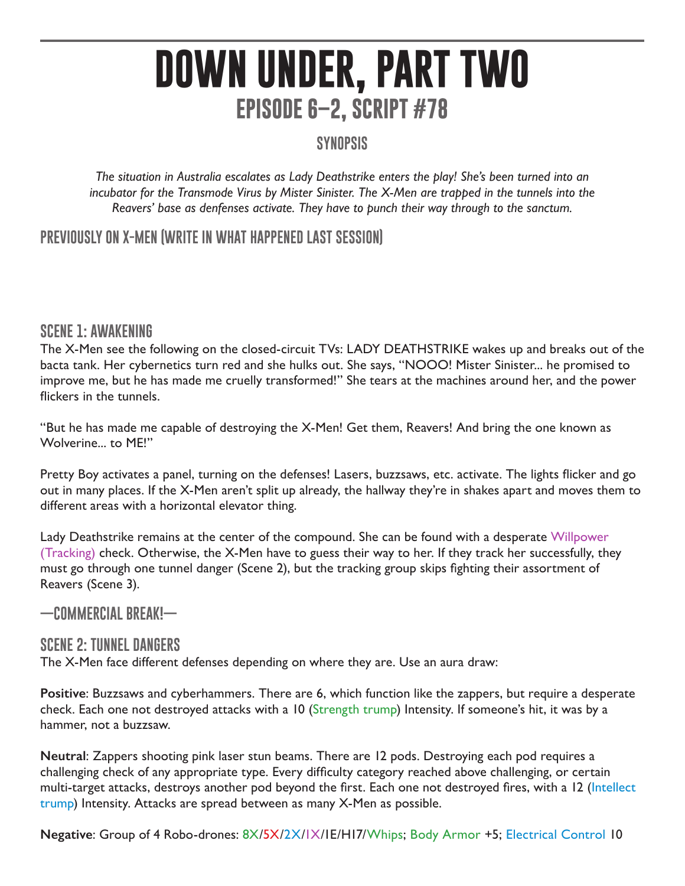# DOWN UNDER, PART TWO

## EPISODE 6–2, SCRIPT #78

### SYNOPSIS

*The situation in Australia escalates as Lady Deathstrike enters the play! She's been turned into an incubator for the Transmode Virus by Mister Sinister. The X-Men are trapped in the tunnels into the Reavers' base as denfenses activate. They have to punch their way through to the sanctum.*

### PREVIOUSLY ON X-MEN (WRITE IN WHAT HAPPENED LAST SESSION)

### SCENE 1: AWAKENING

The X-Men see the following on the closed-circuit TVs: LADY DEATHSTRIKE wakes up and breaks out of the bacta tank. Her cybernetics turn red and she hulks out. She says, "NOOO! Mister Sinister... he promised to improve me, but he has made me cruelly transformed!" She tears at the machines around her, and the power flickers in the tunnels.

"But he has made me capable of destroying the X-Men! Get them, Reavers! And bring the one known as Wolverine... to ME!"

Pretty Boy activates a panel, turning on the defenses! Lasers, buzzsaws, etc. activate. The lights flicker and go out in many places. If the X-Men aren't split up already, the hallway they're in shakes apart and moves them to different areas with a horizontal elevator thing.

Lady Deathstrike remains at the center of the compound. She can be found with a desperate Willpower (Tracking) check. Otherwise, the X-Men have to guess their way to her. If they track her successfully, they must go through one tunnel danger (Scene 2), but the tracking group skips fighting their assortment of Reavers (Scene 3).

### —COMMERCIAL BREAK!—

### SCENE 2: TUNNEL DANGERS

The X-Men face different defenses depending on where they are. Use an aura draw:

**Positive**: Buzzsaws and cyberhammers. There are 6, which function like the zappers, but require a desperate check. Each one not destroyed attacks with a 10 (Strength trump) Intensity. If someone's hit, it was by a hammer, not a buzzsaw.

**Neutral**: Zappers shooting pink laser stun beams. There are 12 pods. Destroying each pod requires a challenging check of any appropriate type. Every difficulty category reached above challenging, or certain multi-target attacks, destroys another pod beyond the first. Each one not destroyed fires, with a 12 (Intellect trump) Intensity. Attacks are spread between as many X-Men as possible.

**Negative**: Group of 4 Robo-drones: 8X/5X/2X/1X/1E/H17/Whips; Body Armor +5; Electrical Control 10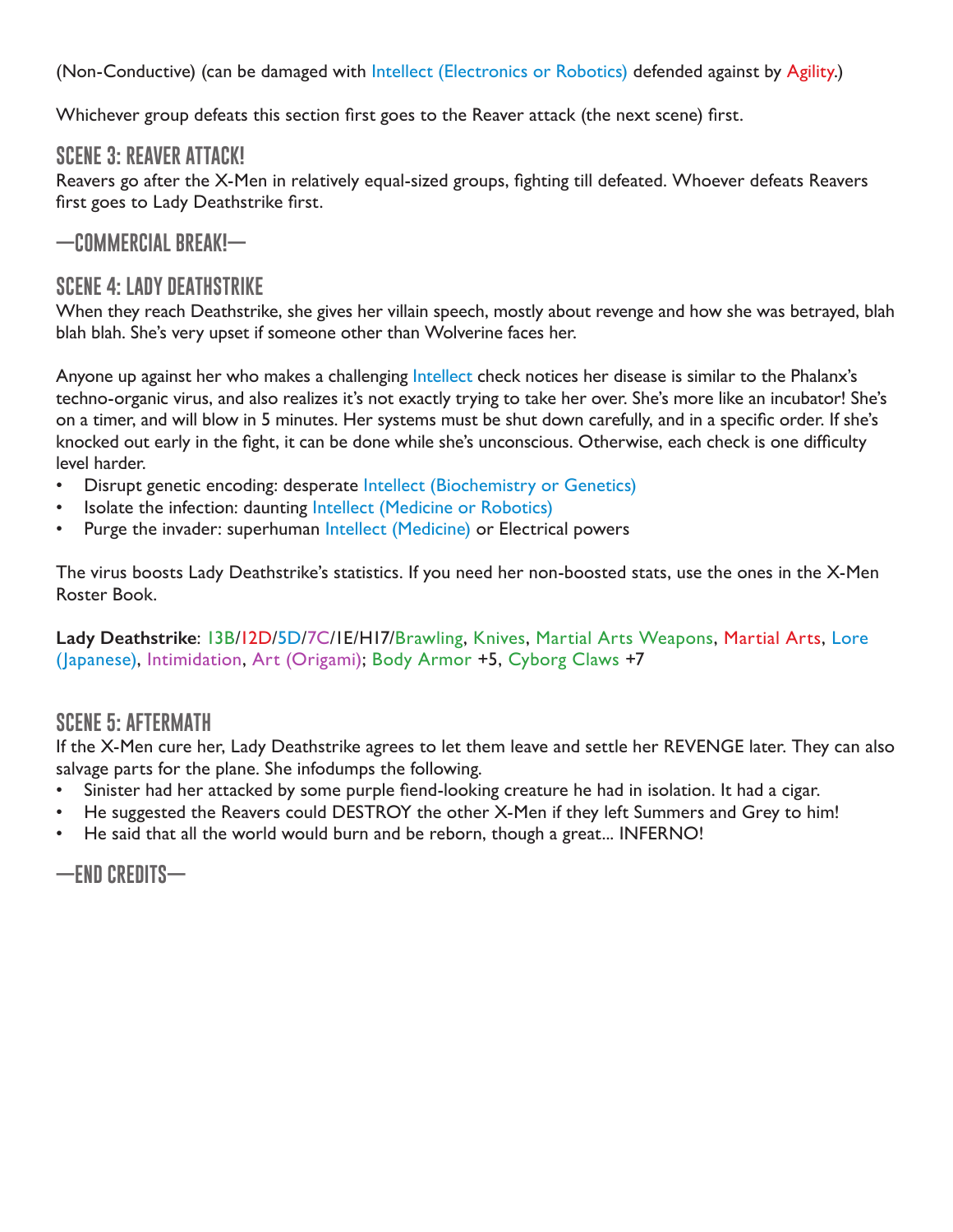(Non-Conductive) (can be damaged with Intellect (Electronics or Robotics) defended against by Agility.)

Whichever group defeats this section first goes to the Reaver attack (the next scene) first.

## SCENE 3: REAVER ATTACK!

Reavers go after the X-Men in relatively equal-sized groups, fighting till defeated. Whoever defeats Reavers first goes to Lady Deathstrike first.

## —COMMERCIAL BREAK!—

## SCENE 4: LADY DEATHSTRIKE

When they reach Deathstrike, she gives her villain speech, mostly about revenge and how she was betrayed, blah blah blah. She's very upset if someone other than Wolverine faces her.

Anyone up against her who makes a challenging Intellect check notices her disease is similar to the Phalanx's techno-organic virus, and also realizes it's not exactly trying to take her over. She's more like an incubator! She's on a timer, and will blow in 5 minutes. Her systems must be shut down carefully, and in a specific order. If she's knocked out early in the fight, it can be done while she's unconscious. Otherwise, each check is one difficulty level harder.

- Disrupt genetic encoding: desperate Intellect (Biochemistry or Genetics)
- Isolate the infection: daunting Intellect (Medicine or Robotics)
- Purge the invader: superhuman Intellect (Medicine) or Electrical powers

The virus boosts Lady Deathstrike's statistics. If you need her non-boosted stats, use the ones in the X-Men Roster Book.

**Lady Deathstrike**: 13B/12D/5D/7C/1E/H17/Brawling, Knives, Martial Arts Weapons, Martial Arts, Lore (Japanese), Intimidation, Art (Origami); Body Armor +5, Cyborg Claws +7

## SCENE 5: AFTERMATH

If the X-Men cure her, Lady Deathstrike agrees to let them leave and settle her REVENGE later. They can also salvage parts for the plane. She infodumps the following.

- Sinister had her attacked by some purple fiend-looking creature he had in isolation. It had a cigar.
- He suggested the Reavers could DESTROY the other X-Men if they left Summers and Grey to him!
- He said that all the world would burn and be reborn, though a great... INFERNO!

## —END CREDITS—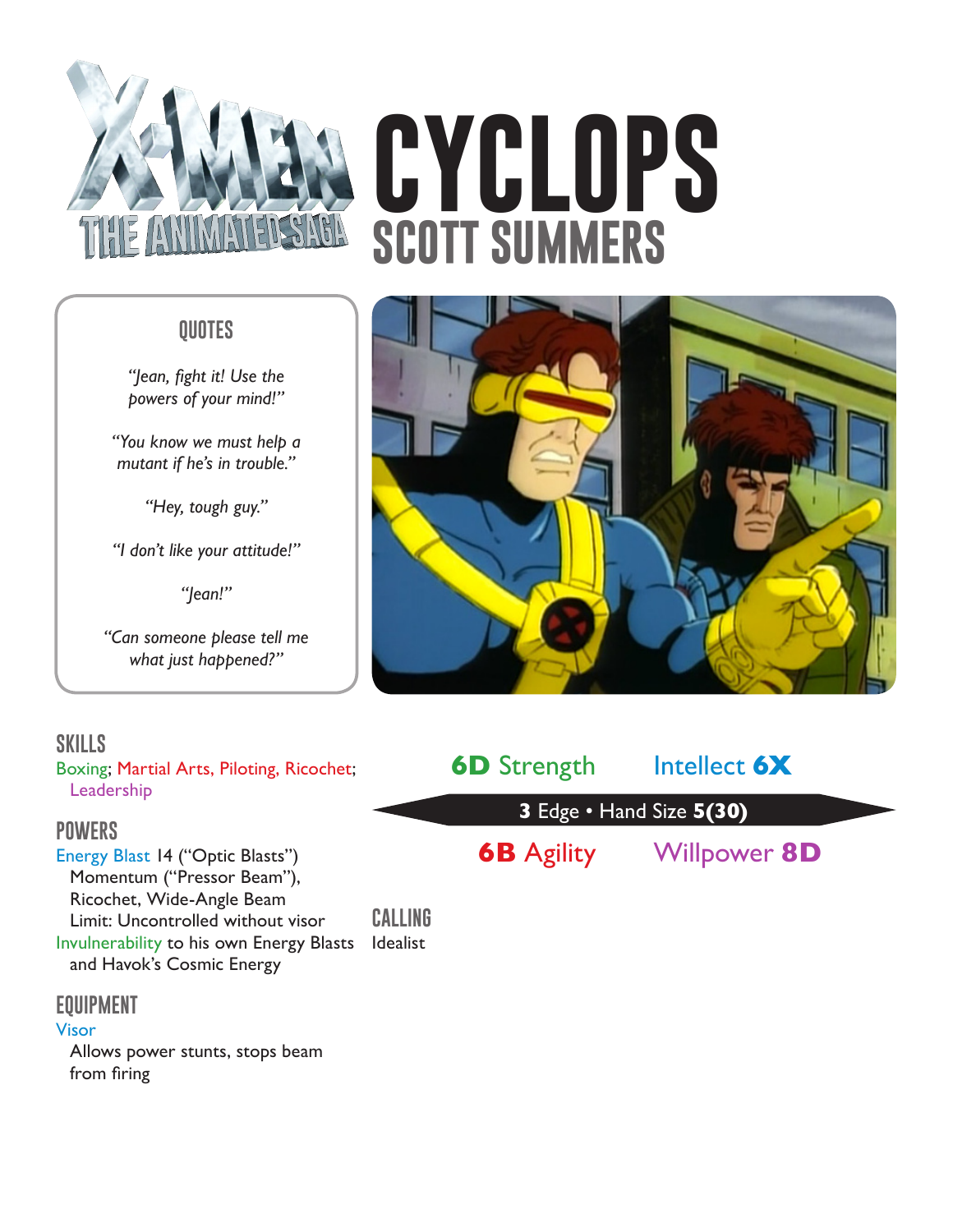# CYCLOPS

## SCOTT SUMMERS

### QUOTES

*"Jean, fight it! Use the powers of your mind!"*

*"You know we must help a mutant if he's in trouble."*

*"Hey, tough guy."*

*"I don't like your attitude!"*

*"Jean!"*

*"Can someone please tell me what just happened?"*

### SKILLS

Boxing; Martial Arts, Piloting, Ricochet; Leadership

### POWERS

Energy Blast 14 ("Optic Blasts")
 Momentum ("Pressor Beam"), Ricochet, Wide-Angle Beam
 Limit: Uncontrolled without visor

Invulnerability to his own Energy Blasts and Havok's Cosmic Energy

### EQUIPMENT

Visor
 Allows power stunts, stops beam from firing

**6D** Strength Intellect **6X**

**3** Edge • Hand Size **5(30)**

**6B** Agility Willpower **8D**

### CALLING

Idealist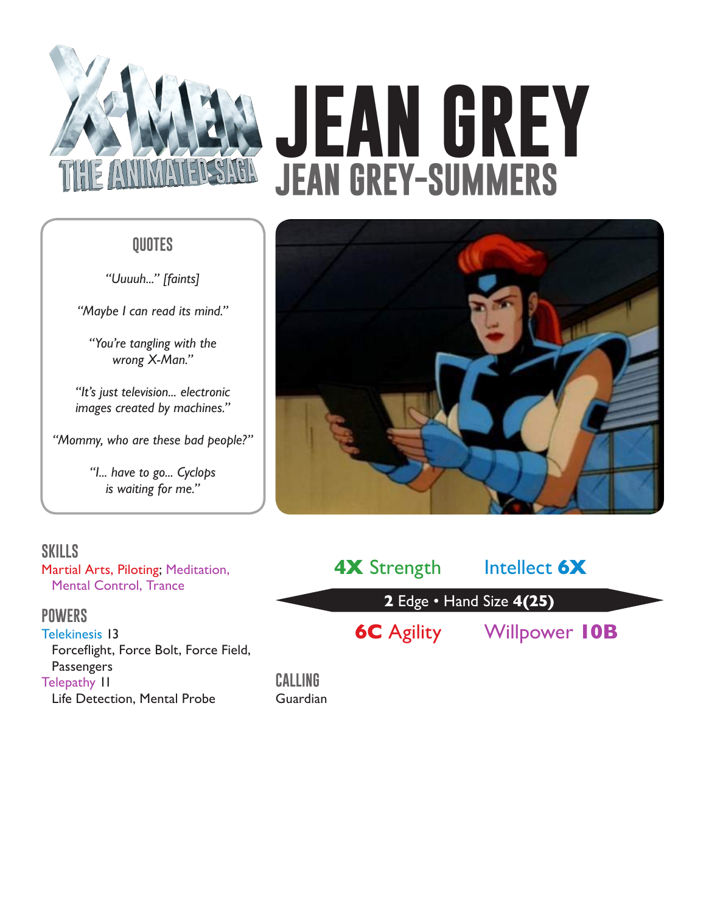# JEAN GREY

## JEAN GREY-SUMMERS

### QUOTES

*"Uuuuh..." [faints]*

*"Maybe I can read its mind."*

*"You're tangling with the wrong X-Man."*

*"It's just television... electronic images created by machines."*

*"Mommy, who are these bad people?"*

*"I... have to go... Cyclops is waiting for me."*

### SKILLS

Martial Arts, Piloting; Meditation, Mental Control, Trance

### POWERS

Telekinesis 13
Forceflight, Force Bolt, Force Field, Passengers

Telepathy 11
Life Detection, Mental Probe

**4X** Strength | Intellect **6X**

**2** Edge • Hand Size **4(25)**

**6C** Agility | Willpower **10B**

### CALLING

Guardian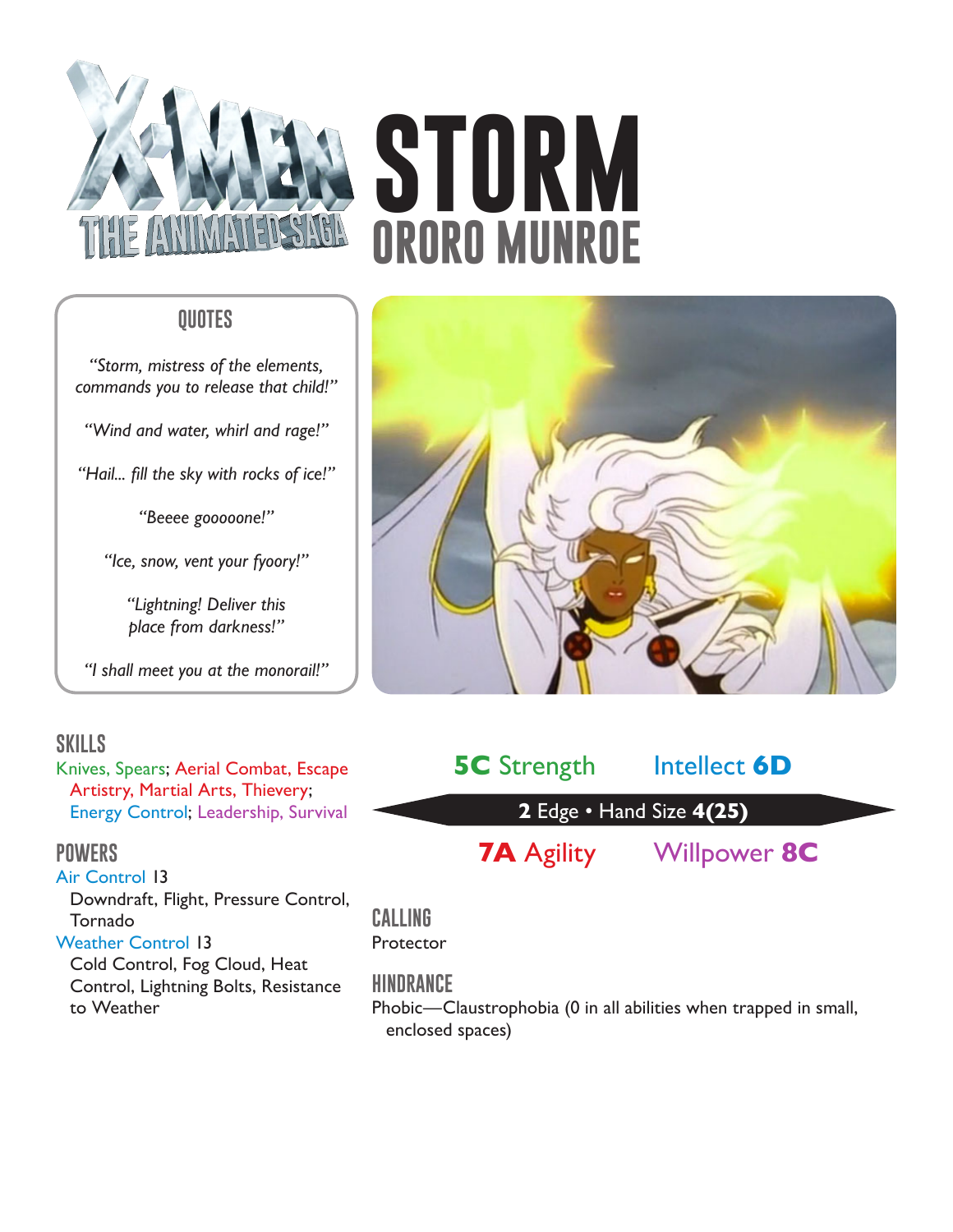# STORM
## ORORO MUNROE

### QUOTES

*"Storm, mistress of the elements, commands you to release that child!"*

*"Wind and water, whirl and rage!"*

*"Hail... fill the sky with rocks of ice!"*

*"Beeee gooooone!"*

*"Ice, snow, vent your fyoory!"*

*"Lightning! Deliver this place from darkness!"*

*"I shall meet you at the monorail!"*

### SKILLS

Knives, Spears; Aerial Combat, Escape Artistry, Martial Arts, Thievery; Energy Control; Leadership, Survival

### POWERS

Air Control 13
- Downdraft, Flight, Pressure Control, Tornado

Weather Control 13
- Cold Control, Fog Cloud, Heat Control, Lightning Bolts, Resistance to Weather

**5C** Strength | Intellect **6D**

**2** Edge • Hand Size **4(25)**

**7A** Agility | Willpower **8C**

### CALLING

Protector

### HINDRANCE

Phobic—Claustrophobia (0 in all abilities when trapped in small, enclosed spaces)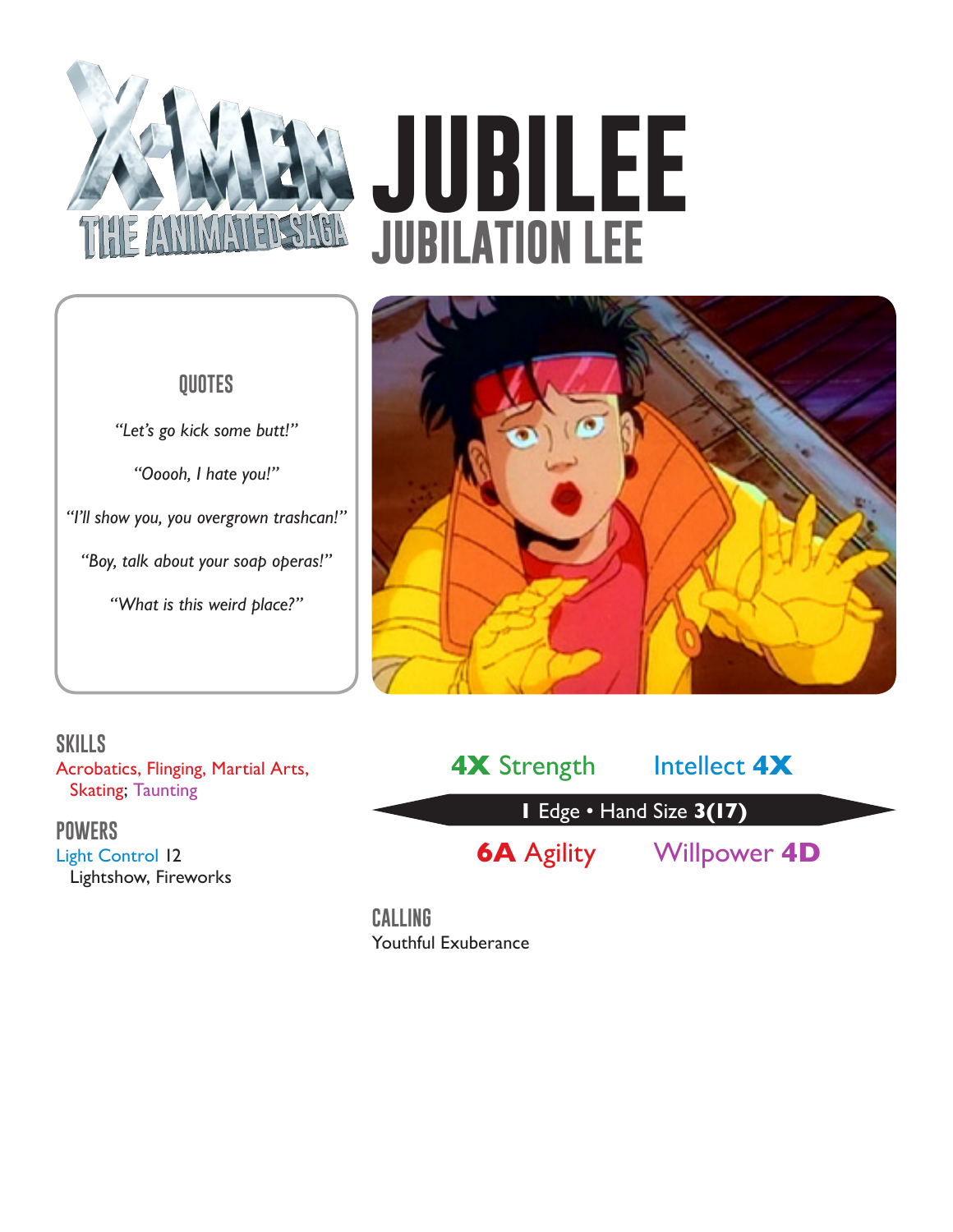# JUBILEE

## JUBILATION LEE

### QUOTES

*"Let's go kick some butt!"*

*"Ooooh, I hate you!"*

*"I'll show you, you overgrown trashcan!"*

*"Boy, talk about your soap operas!"*

*"What is this weird place?"*

### SKILLS

Acrobatics, Flinging, Martial Arts, Skating; Taunting

### POWERS

Light Control 12
Lightshow, Fireworks

**4X** Strength — Intellect **4X**

**1** Edge • Hand Size **3(17)**

**6A** Agility — Willpower **4D**

### CALLING

Youthful Exuberance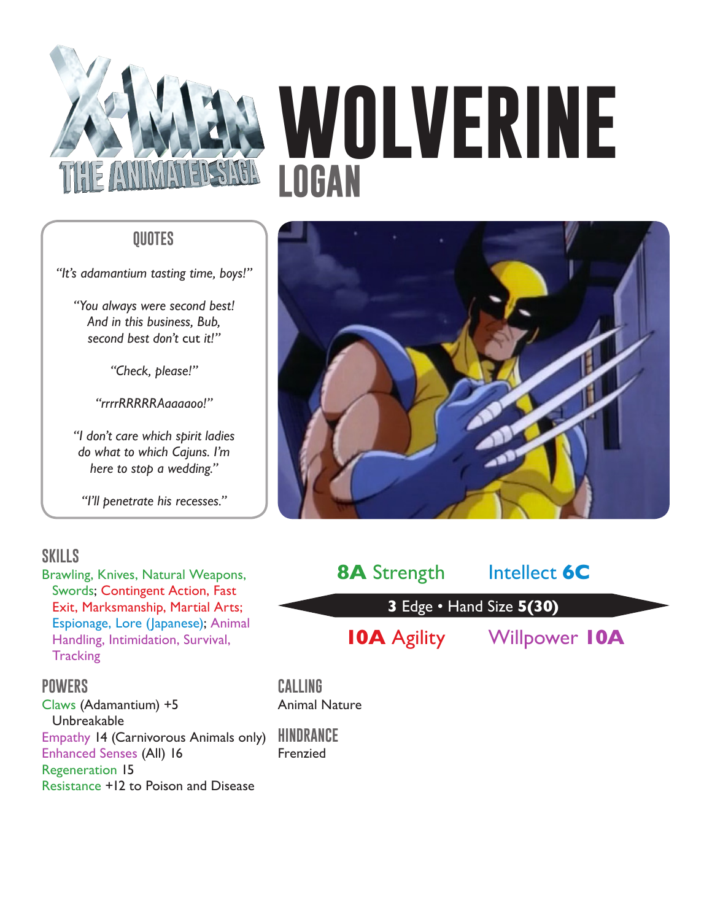# WOLVERINE

## LOGAN

### QUOTES

*"It's adamantium tasting time, boys!"*

*"You always were second best! And in this business, Bub, second best don't* cut *it!"*

*"Check, please!"*

*"rrrrRRRRRAaaaaoo!"*

*"I don't care which spirit ladies do what to which Cajuns. I'm here to stop a wedding."*

*"I'll penetrate his recesses."*

### SKILLS

Brawling, Knives, Natural Weapons, Swords; Contingent Action, Fast Exit, Marksmanship, Martial Arts; Espionage, Lore (Japanese); Animal Handling, Intimidation, Survival, Tracking

**8A** Strength

Intellect **6C**

**3** Edge • Hand Size **5(30)**

**10A** Agility

Willpower **10A**

### POWERS

Claws (Adamantium) +5
 Unbreakable
Empathy 14 (Carnivorous Animals only)
Enhanced Senses (All) 16
Regeneration 15
Resistance +12 to Poison and Disease

### CALLING

Animal Nature

### HINDRANCE

Frenzied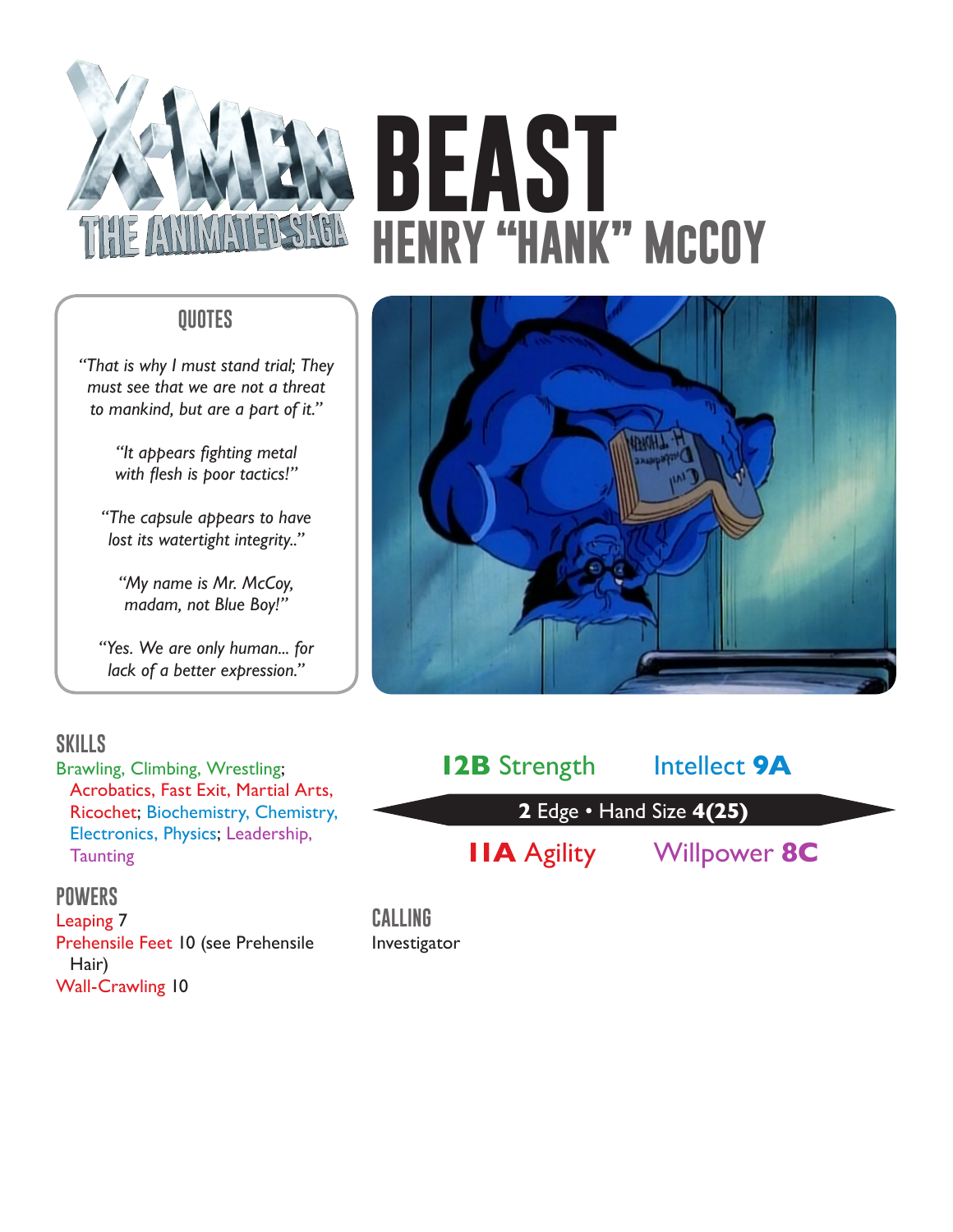# BEAST

## HENRY "HANK" McCOY

### QUOTES

*"That is why I must stand trial; They must see that we are not a threat to mankind, but are a part of it."*

*"It appears fighting metal with flesh is poor tactics!"*

*"The capsule appears to have lost its watertight integrity.."*

*"My name is Mr. McCoy, madam, not Blue Boy!"*

*"Yes. We are only human... for lack of a better expression."*

### SKILLS

Brawling, Climbing, Wrestling; Acrobatics, Fast Exit, Martial Arts, Ricochet; Biochemistry, Chemistry, Electronics, Physics; Leadership, Taunting

### POWERS

Leaping 7
Prehensile Feet 10 (see Prehensile Hair)
Wall-Crawling 10

**12B** Strength | Intellect **9A**

**2** Edge • Hand Size **4(25)**

**11A** Agility | Willpower **8C**

### CALLING

Investigator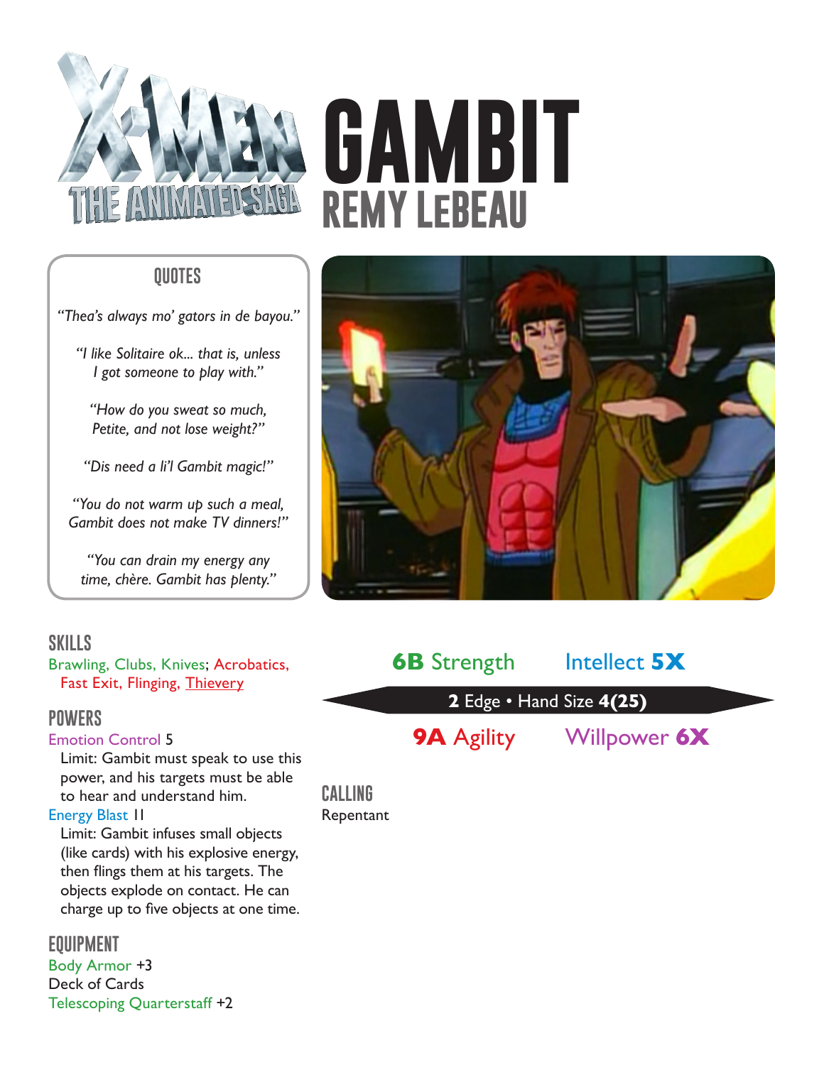# GAMBIT

## REMY LEBEAU

### QUOTES

*"Thea's always mo' gators in de bayou."*

*"I like Solitaire ok... that is, unless I got someone to play with."*

*"How do you sweat so much, Petite, and not lose weight?"*

*"Dis need a li'l Gambit magic!"*

*"You do not warm up such a meal, Gambit does not make TV dinners!"*

*"You can drain my energy any time, chère. Gambit has plenty."*

**6B** Strength | Intellect **5X**

**2** Edge • Hand Size **4(25)**

**9A** Agility | Willpower **6X**

### CALLING

Repentant

### SKILLS

Brawling, Clubs, Knives; Acrobatics, Fast Exit, Flinging, Thievery

### POWERS

Emotion Control 5

Limit: Gambit must speak to use this power, and his targets must be able to hear and understand him.

Energy Blast 11

Limit: Gambit infuses small objects (like cards) with his explosive energy, then flings them at his targets. The objects explode on contact. He can charge up to five objects at one time.

### EQUIPMENT

Body Armor +3

Deck of Cards

Telescoping Quarterstaff +2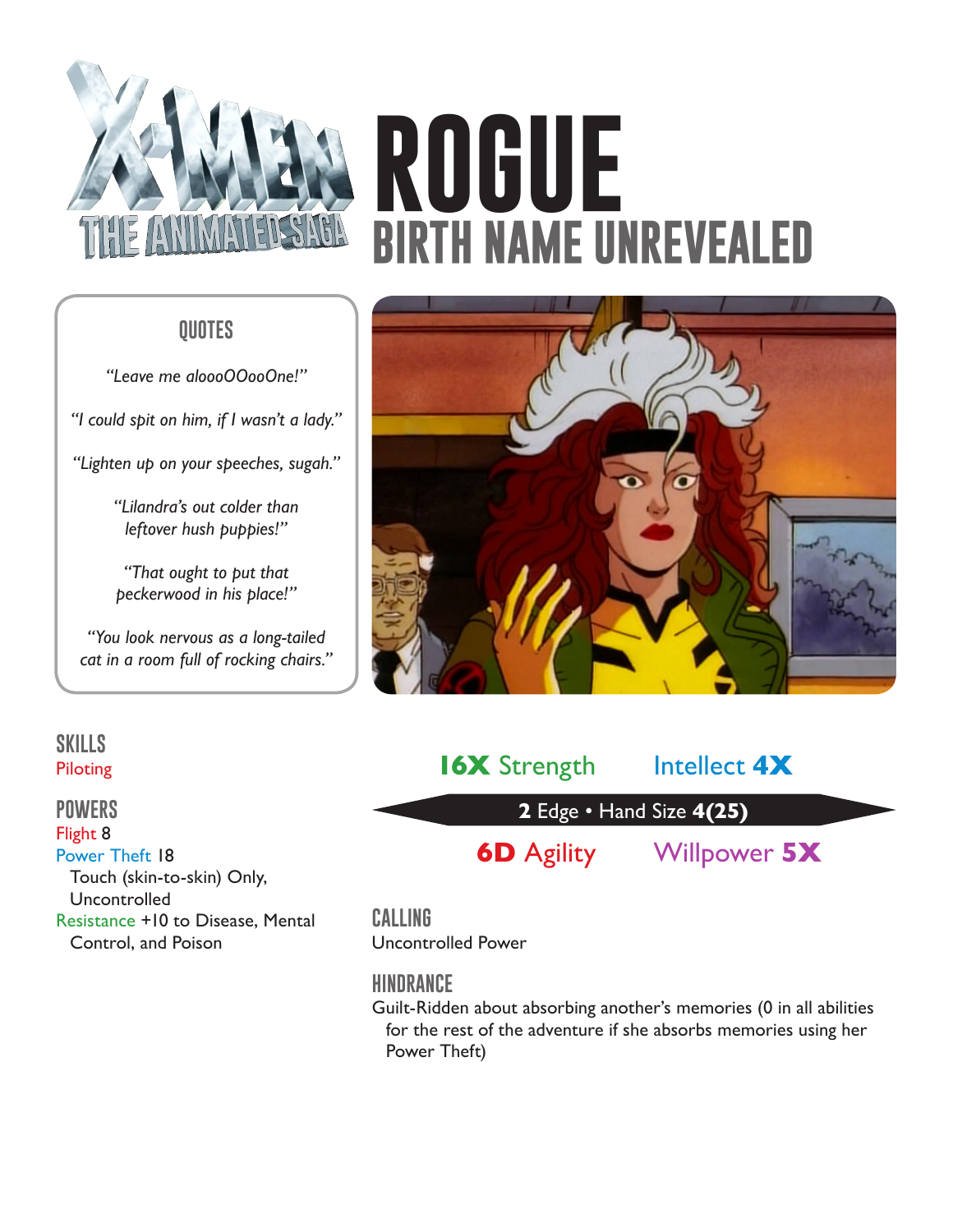# ROGUE

## BIRTH NAME UNREVEALED

### QUOTES

*"Leave me aloooOOooOne!"*

*"I could spit on him, if I wasn't a lady."*

*"Lighten up on your speeches, sugah."*

*"Lilandra's out colder than leftover hush puppies!"*

*"That ought to put that peckerwood in his place!"*

*"You look nervous as a long-tailed cat in a room full of rocking chairs."*

### SKILLS

Piloting

### POWERS

Flight 8

Power Theft 18
  Touch (skin-to-skin) Only, Uncontrolled

Resistance +10 to Disease, Mental Control, and Poison

**16X** Strength   Intellect **4X**

**2** Edge • Hand Size **4(25)**

**6D** Agility   Willpower **5X**

### CALLING

Uncontrolled Power

### HINDRANCE

Guilt-Ridden about absorbing another's memories (0 in all abilities for the rest of the adventure if she absorbs memories using her Power Theft)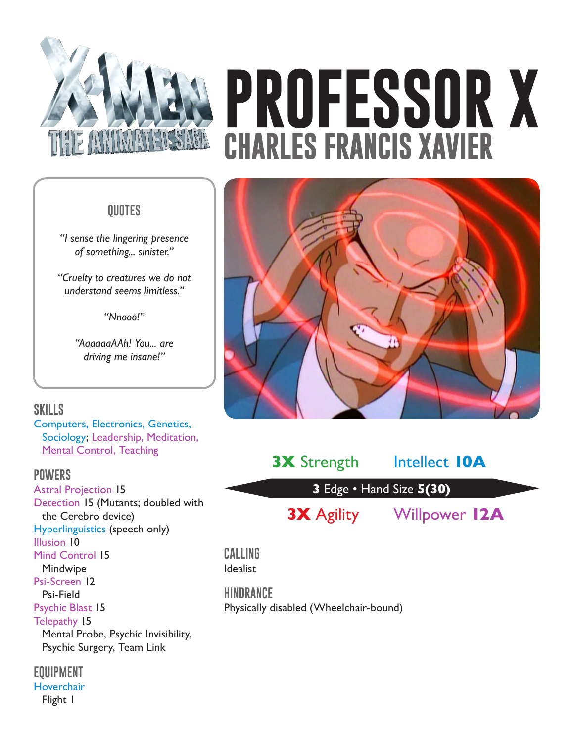# PROFESSOR X

## CHARLES FRANCIS XAVIER

### QUOTES

*"I sense the lingering presence of something... sinister."*

*"Cruelty to creatures we do not understand seems limitless."*

*"Nnooo!"*

*"AaaaaaAAh! You... are driving me insane!"*

**3X** Strength Intellect **10A**

**3** Edge • Hand Size **5(30)**

**3X** Agility Willpower **12A**

### SKILLS

Computers, Electronics, Genetics, Sociology; Leadership, Meditation, Mental Control, Teaching

### POWERS

Astral Projection 15
Detection 15 (Mutants; doubled with the Cerebro device)
Hyperlinguistics (speech only)
Illusion 10
Mind Control 15
  Mindwipe
Psi-Screen 12
  Psi-Field
Psychic Blast 15
Telepathy 15
  Mental Probe, Psychic Invisibility, Psychic Surgery, Team Link

### EQUIPMENT

Hoverchair
  Flight 1

### CALLING

Idealist

### HINDRANCE

Physically disabled (Wheelchair-bound)